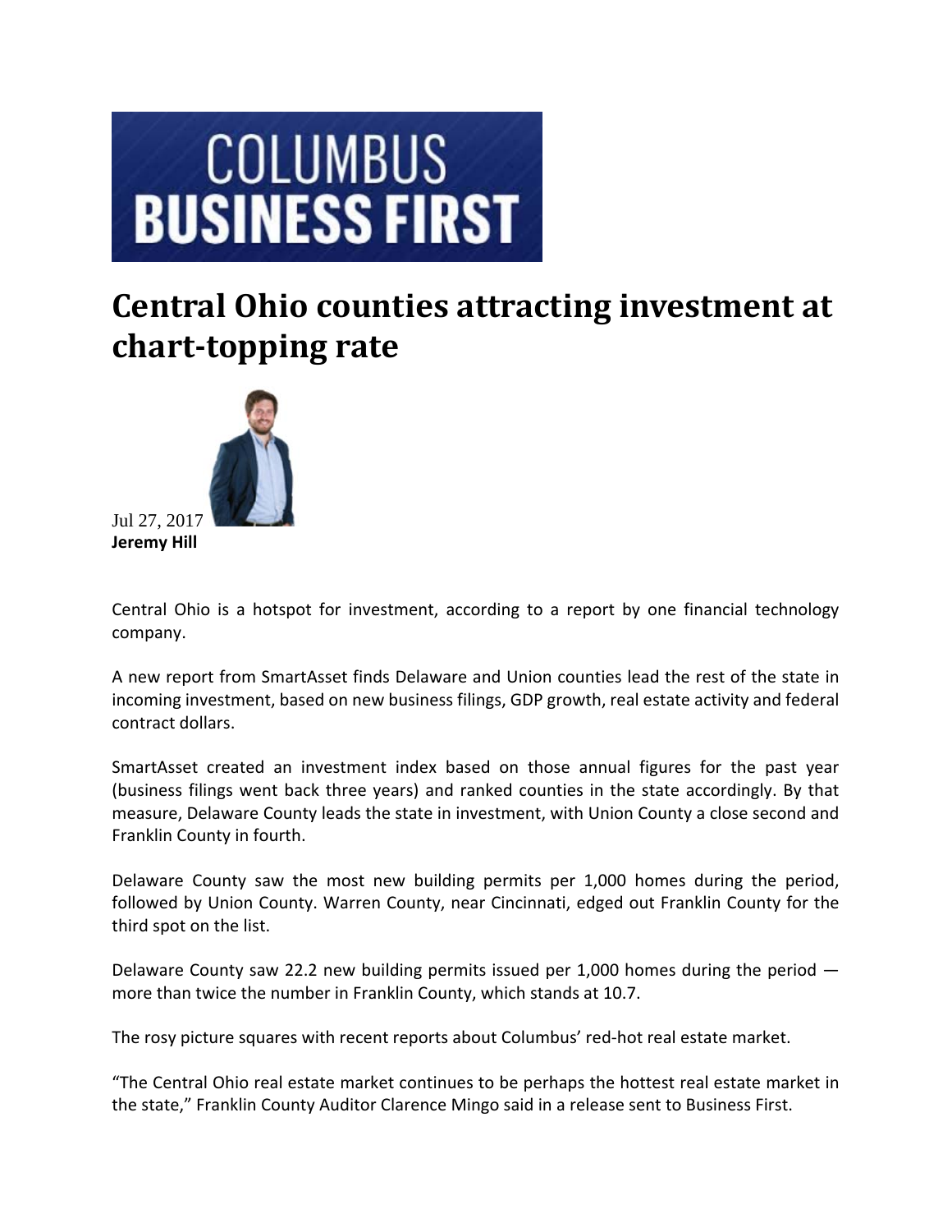COLUMBUS BUSINESS FIRST

# Central Ohio counties attracting investment at chart-topping rate

Jul 27, 2017
**Jeremy Hill**

Central Ohio is a hotspot for investment, according to a report by one financial technology company.

A new report from SmartAsset finds Delaware and Union counties lead the rest of the state in incoming investment, based on new business filings, GDP growth, real estate activity and federal contract dollars.

SmartAsset created an investment index based on those annual figures for the past year (business filings went back three years) and ranked counties in the state accordingly. By that measure, Delaware County leads the state in investment, with Union County a close second and Franklin County in fourth.

Delaware County saw the most new building permits per 1,000 homes during the period, followed by Union County. Warren County, near Cincinnati, edged out Franklin County for the third spot on the list.

Delaware County saw 22.2 new building permits issued per 1,000 homes during the period — more than twice the number in Franklin County, which stands at 10.7.

The rosy picture squares with recent reports about Columbus' red-hot real estate market.

"The Central Ohio real estate market continues to be perhaps the hottest real estate market in the state," Franklin County Auditor Clarence Mingo said in a release sent to Business First.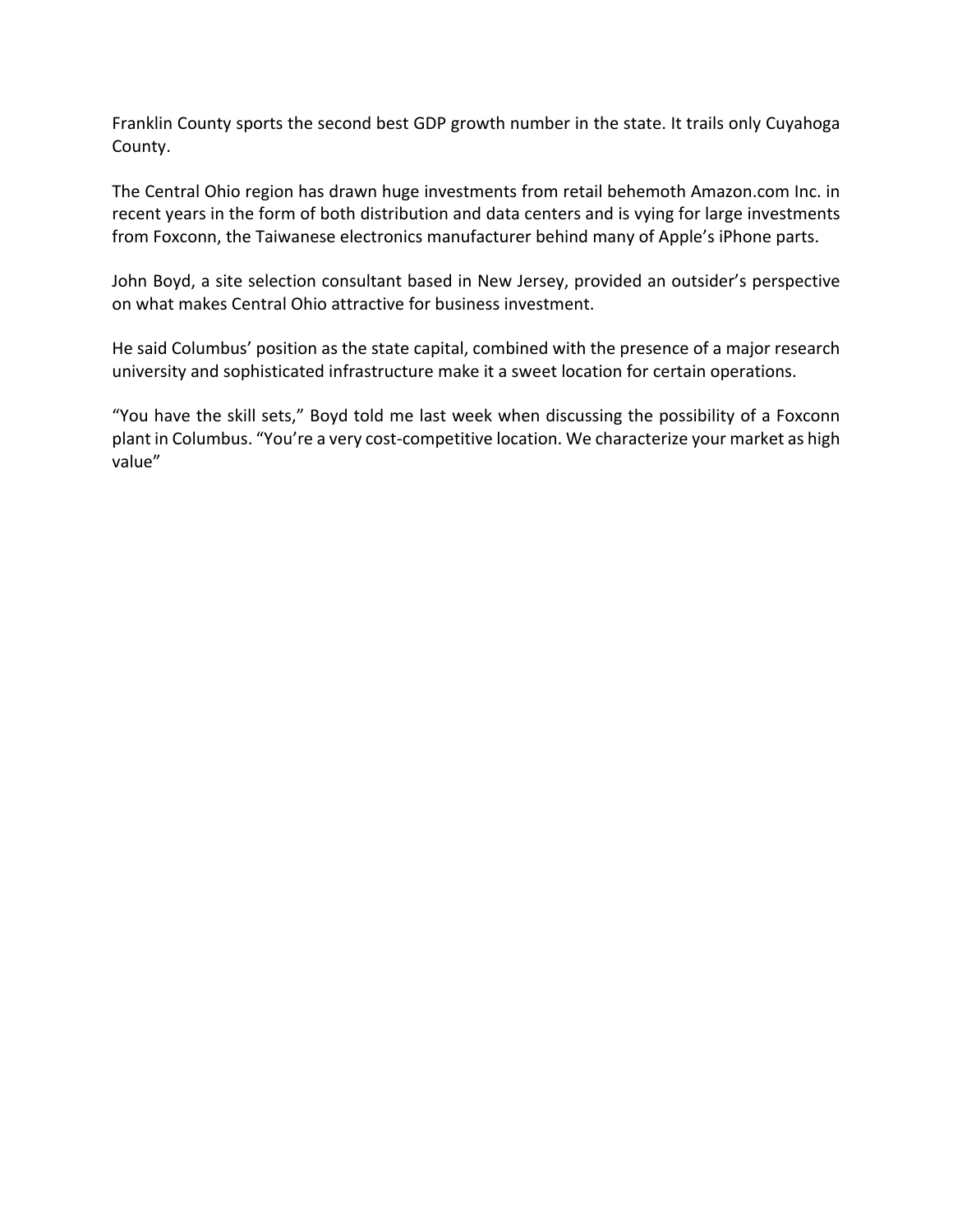Franklin County sports the second best GDP growth number in the state. It trails only Cuyahoga County.

The Central Ohio region has drawn huge investments from retail behemoth Amazon.com Inc. in recent years in the form of both distribution and data centers and is vying for large investments from Foxconn, the Taiwanese electronics manufacturer behind many of Apple's iPhone parts.

John Boyd, a site selection consultant based in New Jersey, provided an outsider's perspective on what makes Central Ohio attractive for business investment.

He said Columbus' position as the state capital, combined with the presence of a major research university and sophisticated infrastructure make it a sweet location for certain operations.

"You have the skill sets," Boyd told me last week when discussing the possibility of a Foxconn plant in Columbus. "You're a very cost-competitive location. We characterize your market as high value"